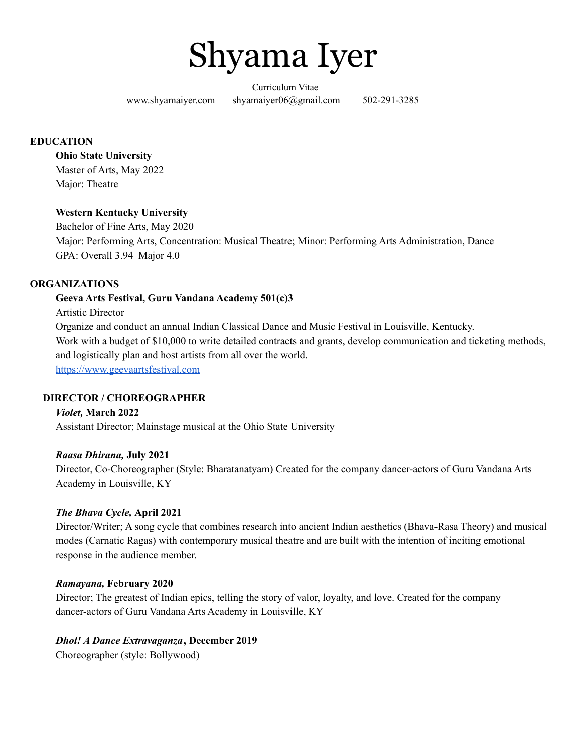# Shyama Iyer

Curriculum Vitae

www.shyamaiyer.com shyamaiyer06@gmail.com 502-291-3285

---

## EDUCATION

**Ohio State University**
Master of Arts, May 2022
Major: Theatre

**Western Kentucky University**
Bachelor of Fine Arts, May 2020
Major: Performing Arts, Concentration: Musical Theatre; Minor: Performing Arts Administration, Dance
GPA: Overall 3.94 Major 4.0

## ORGANIZATIONS

**Geeva Arts Festival, Guru Vandana Academy 501(c)3**
Artistic Director
Organize and conduct an annual Indian Classical Dance and Music Festival in Louisville, Kentucky.
Work with a budget of $10,000 to write detailed contracts and grants, develop communication and ticketing methods, and logistically plan and host artists from all over the world.
[https://www.geevaartsfestival.com](https://www.geevaartsfestival.com)

## DIRECTOR / CHOREOGRAPHER

***Violet*, March 2022**
Assistant Director; Mainstage musical at the Ohio State University

***Raasa Dhirana*, July 2021**
Director, Co-Choreographer (Style: Bharatanatyam) Created for the company dancer-actors of Guru Vandana Arts Academy in Louisville, KY

***The Bhava Cycle*, April 2021**
Director/Writer; A song cycle that combines research into ancient Indian aesthetics (Bhava-Rasa Theory) and musical modes (Carnatic Ragas) with contemporary musical theatre and are built with the intention of inciting emotional response in the audience member.

***Ramayana*, February 2020**
Director; The greatest of Indian epics, telling the story of valor, loyalty, and love. Created for the company dancer-actors of Guru Vandana Arts Academy in Louisville, KY

***Dhol! A Dance Extravaganza*, December 2019**
Choreographer (style: Bollywood)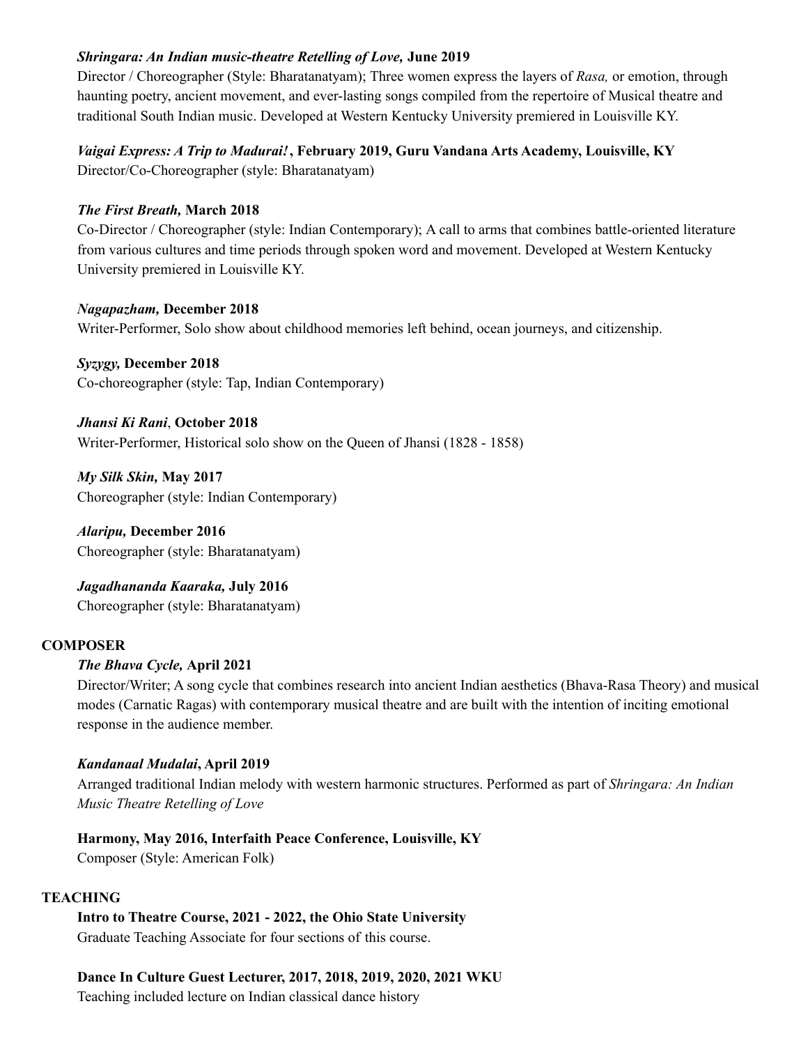***Shringara: An Indian music-theatre Retelling of Love,* June 2019**
Director / Choreographer (Style: Bharatanatyam); Three women express the layers of *Rasa,* or emotion, through haunting poetry, ancient movement, and ever-lasting songs compiled from the repertoire of Musical theatre and traditional South Indian music. Developed at Western Kentucky University premiered in Louisville KY.

***Vaigai Express: A Trip to Madurai!* , February 2019, Guru Vandana Arts Academy, Louisville, KY**
Director/Co-Choreographer (style: Bharatanatyam)

***The First Breath,* March 2018**
Co-Director / Choreographer (style: Indian Contemporary); A call to arms that combines battle-oriented literature from various cultures and time periods through spoken word and movement. Developed at Western Kentucky University premiered in Louisville KY.

***Nagapazham,* December 2018**
Writer-Performer, Solo show about childhood memories left behind, ocean journeys, and citizenship.

***Syzygy,* December 2018**
Co-choreographer (style: Tap, Indian Contemporary)

***Jhansi Ki Rani*, October 2018**
Writer-Performer, Historical solo show on the Queen of Jhansi (1828 - 1858)

***My Silk Skin,* May 2017**
Choreographer (style: Indian Contemporary)

***Alaripu,* December 2016**
Choreographer (style: Bharatanatyam)

***Jagadhananda Kaaraka,* July 2016**
Choreographer (style: Bharatanatyam)

**COMPOSER**

***The Bhava Cycle,* April 2021**
Director/Writer; A song cycle that combines research into ancient Indian aesthetics (Bhava-Rasa Theory) and musical modes (Carnatic Ragas) with contemporary musical theatre and are built with the intention of inciting emotional response in the audience member.

***Kandanaal Mudalai*, April 2019**
Arranged traditional Indian melody with western harmonic structures. Performed as part of *Shringara: An Indian Music Theatre Retelling of Love*

**Harmony, May 2016, Interfaith Peace Conference, Louisville, KY**
Composer (Style: American Folk)

**TEACHING**

**Intro to Theatre Course, 2021 - 2022, the Ohio State University**
Graduate Teaching Associate for four sections of this course.

**Dance In Culture Guest Lecturer, 2017, 2018, 2019, 2020, 2021 WKU**
Teaching included lecture on Indian classical dance history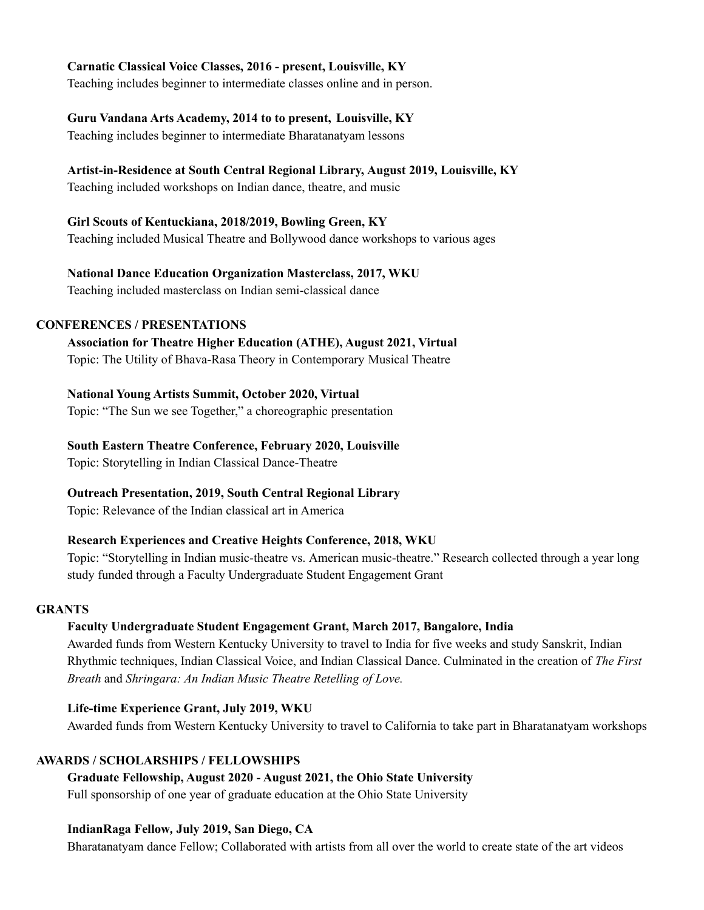**Carnatic Classical Voice Classes, 2016 - present, Louisville, KY**
Teaching includes beginner to intermediate classes online and in person.

**Guru Vandana Arts Academy, 2014 to to present, Louisville, KY**
Teaching includes beginner to intermediate Bharatanatyam lessons

**Artist-in-Residence at South Central Regional Library, August 2019, Louisville, KY**
Teaching included workshops on Indian dance, theatre, and music

**Girl Scouts of Kentuckiana, 2018/2019, Bowling Green, KY**
Teaching included Musical Theatre and Bollywood dance workshops to various ages

**National Dance Education Organization Masterclass, 2017, WKU**
Teaching included masterclass on Indian semi-classical dance

## CONFERENCES / PRESENTATIONS

**Association for Theatre Higher Education (ATHE), August 2021, Virtual**
Topic: The Utility of Bhava-Rasa Theory in Contemporary Musical Theatre

**National Young Artists Summit, October 2020, Virtual**
Topic: "The Sun we see Together," a choreographic presentation

**South Eastern Theatre Conference, February 2020, Louisville**
Topic: Storytelling in Indian Classical Dance-Theatre

**Outreach Presentation, 2019, South Central Regional Library**
Topic: Relevance of the Indian classical art in America

**Research Experiences and Creative Heights Conference, 2018, WKU**
Topic: "Storytelling in Indian music-theatre vs. American music-theatre." Research collected through a year long study funded through a Faculty Undergraduate Student Engagement Grant

## GRANTS

**Faculty Undergraduate Student Engagement Grant, March 2017, Bangalore, India**
Awarded funds from Western Kentucky University to travel to India for five weeks and study Sanskrit, Indian Rhythmic techniques, Indian Classical Voice, and Indian Classical Dance. Culminated in the creation of *The First Breath* and *Shringara: An Indian Music Theatre Retelling of Love.*

**Life-time Experience Grant, July 2019, WKU**
Awarded funds from Western Kentucky University to travel to California to take part in Bharatanatyam workshops

## AWARDS / SCHOLARSHIPS / FELLOWSHIPS

**Graduate Fellowship, August 2020 - August 2021, the Ohio State University**
Full sponsorship of one year of graduate education at the Ohio State University

**IndianRaga Fellow, July 2019, San Diego, CA**
Bharatanatyam dance Fellow; Collaborated with artists from all over the world to create state of the art videos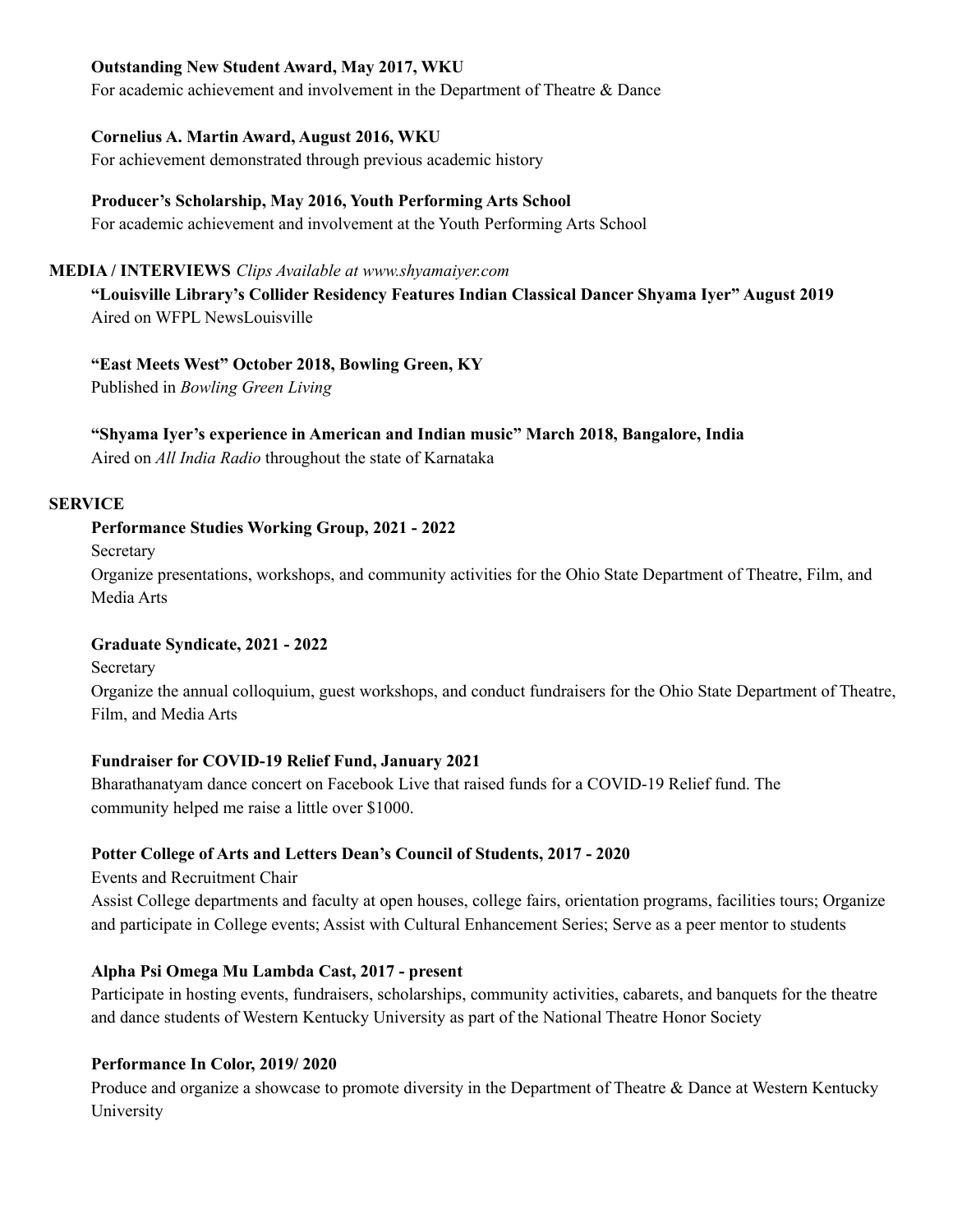**Outstanding New Student Award, May 2017, WKU**
For academic achievement and involvement in the Department of Theatre & Dance

**Cornelius A. Martin Award, August 2016, WKU**
For achievement demonstrated through previous academic history

**Producer's Scholarship, May 2016, Youth Performing Arts School**
For academic achievement and involvement at the Youth Performing Arts School

## MEDIA / INTERVIEWS *Clips Available at www.shyamaiyer.com*

**"Louisville Library's Collider Residency Features Indian Classical Dancer Shyama Iyer" August 2019**
Aired on WFPL NewsLouisville

**"East Meets West" October 2018, Bowling Green, KY**
Published in *Bowling Green Living*

**"Shyama Iyer's experience in American and Indian music" March 2018, Bangalore, India**
Aired on *All India Radio* throughout the state of Karnataka

## SERVICE

**Performance Studies Working Group, 2021 - 2022**
Secretary
Organize presentations, workshops, and community activities for the Ohio State Department of Theatre, Film, and Media Arts

**Graduate Syndicate, 2021 - 2022**
Secretary
Organize the annual colloquium, guest workshops, and conduct fundraisers for the Ohio State Department of Theatre, Film, and Media Arts

**Fundraiser for COVID-19 Relief Fund, January 2021**
Bharathanatyam dance concert on Facebook Live that raised funds for a COVID-19 Relief fund. The community helped me raise a little over $1000.

**Potter College of Arts and Letters Dean's Council of Students, 2017 - 2020**
Events and Recruitment Chair
Assist College departments and faculty at open houses, college fairs, orientation programs, facilities tours; Organize and participate in College events; Assist with Cultural Enhancement Series; Serve as a peer mentor to students

**Alpha Psi Omega Mu Lambda Cast, 2017 - present**
Participate in hosting events, fundraisers, scholarships, community activities, cabarets, and banquets for the theatre and dance students of Western Kentucky University as part of the National Theatre Honor Society

**Performance In Color, 2019/ 2020**
Produce and organize a showcase to promote diversity in the Department of Theatre & Dance at Western Kentucky University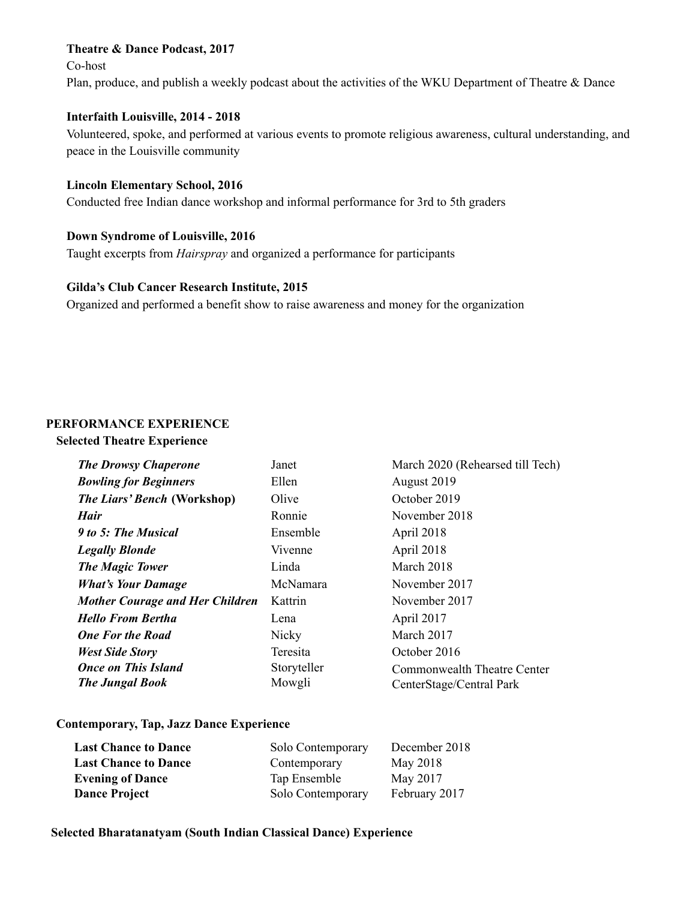**Theatre & Dance Podcast, 2017**
Co-host
Plan, produce, and publish a weekly podcast about the activities of the WKU Department of Theatre & Dance

**Interfaith Louisville, 2014 - 2018**
Volunteered, spoke, and performed at various events to promote religious awareness, cultural understanding, and peace in the Louisville community

**Lincoln Elementary School, 2016**
Conducted free Indian dance workshop and informal performance for 3rd to 5th graders

**Down Syndrome of Louisville, 2016**
Taught excerpts from *Hairspray* and organized a performance for participants

**Gilda's Club Cancer Research Institute, 2015**
Organized and performed a benefit show to raise awareness and money for the organization

## PERFORMANCE EXPERIENCE

### Selected Theatre Experience

| | | |
|---|---|---|
| ***The Drowsy Chaperone*** | Janet | March 2020 (Rehearsed till Tech) |
| ***Bowling for Beginners*** | Ellen | August 2019 |
| ***The Liars' Bench* (Workshop)** | Olive | October 2019 |
| ***Hair*** | Ronnie | November 2018 |
| ***9 to 5: The Musical*** | Ensemble | April 2018 |
| ***Legally Blonde*** | Vivenne | April 2018 |
| ***The Magic Tower*** | Linda | March 2018 |
| ***What's Your Damage*** | McNamara | November 2017 |
| ***Mother Courage and Her Children*** | Kattrin | November 2017 |
| ***Hello From Bertha*** | Lena | April 2017 |
| ***One For the Road*** | Nicky | March 2017 |
| ***West Side Story*** | Teresita | October 2016 |
| ***Once on This Island*** | Storyteller | Commonwealth Theatre Center |
| ***The Jungal Book*** | Mowgli | CenterStage/Central Park |

### Contemporary, Tap, Jazz Dance Experience

| | | |
|---|---|---|
| **Last Chance to Dance** | Solo Contemporary | December 2018 |
| **Last Chance to Dance** | Contemporary | May 2018 |
| **Evening of Dance** | Tap Ensemble | May 2017 |
| **Dance Project** | Solo Contemporary | February 2017 |

### Selected Bharatanatyam (South Indian Classical Dance) Experience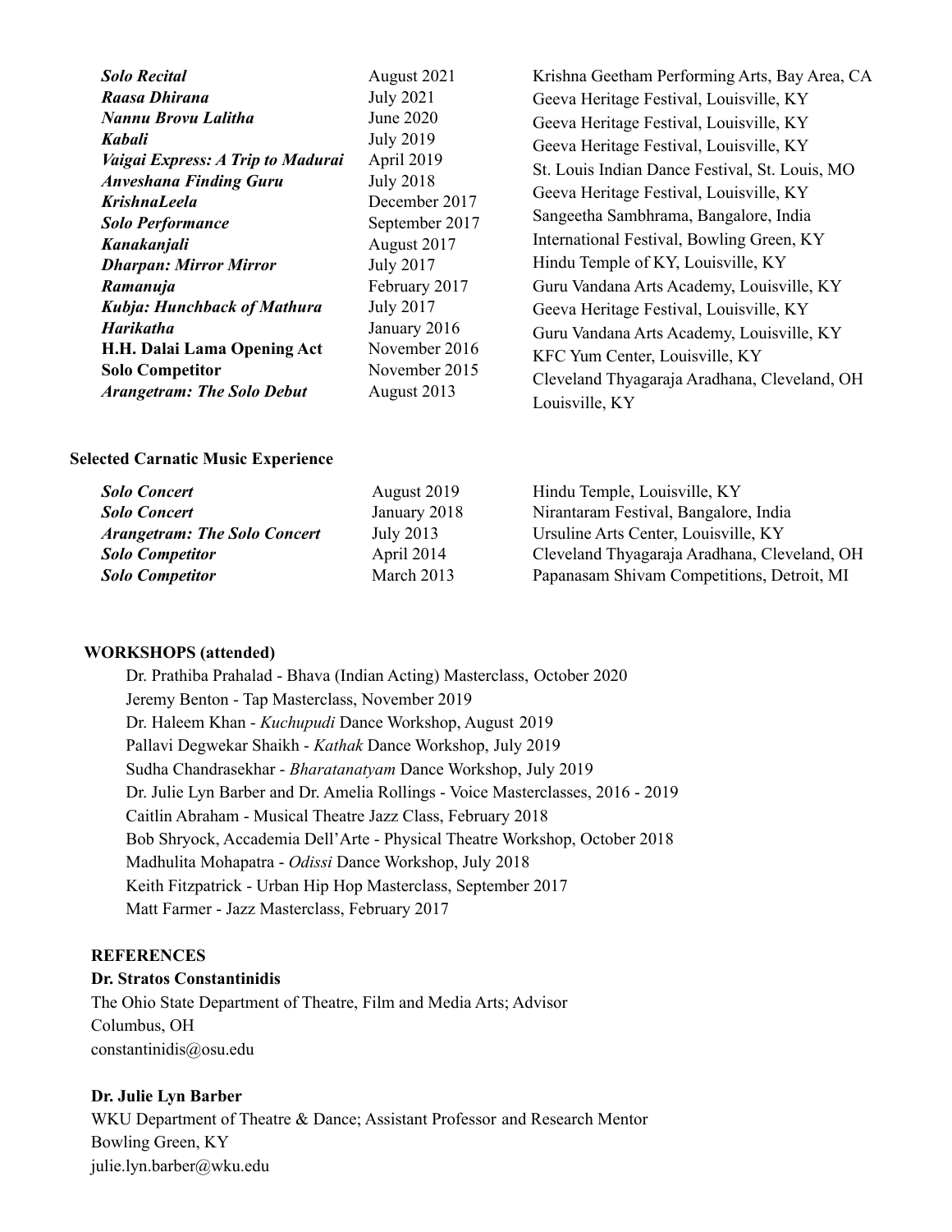| | | |
|---|---|---|
| ***Solo Recital*** | August 2021 | Krishna Geetham Performing Arts, Bay Area, CA |
| ***Raasa Dhirana*** | July 2021 | Geeva Heritage Festival, Louisville, KY |
| ***Nannu Brovu Lalitha*** | June 2020 | Geeva Heritage Festival, Louisville, KY |
| ***Kabali*** | July 2019 | Geeva Heritage Festival, Louisville, KY |
| ***Vaigai Express: A Trip to Madurai*** | April 2019 | St. Louis Indian Dance Festival, St. Louis, MO |
| ***Anveshana Finding Guru*** | July 2018 | Geeva Heritage Festival, Louisville, KY |
| ***KrishnaLeela*** | December 2017 | Sangeetha Sambhrama, Bangalore, India |
| ***Solo Performance*** | September 2017 | International Festival, Bowling Green, KY |
| ***Kanakanjali*** | August 2017 | Hindu Temple of KY, Louisville, KY |
| ***Dharpan: Mirror Mirror*** | July 2017 | Guru Vandana Arts Academy, Louisville, KY |
| ***Ramanuja*** | February 2017 | Geeva Heritage Festival, Louisville, KY |
| ***Kubja: Hunchback of Mathura*** | July 2017 | Guru Vandana Arts Academy, Louisville, KY |
| ***Harikatha*** | January 2016 | KFC Yum Center, Louisville, KY |
| **H.H. Dalai Lama Opening Act** | November 2016 | Cleveland Thyagaraja Aradhana, Cleveland, OH |
| **Solo Competitor** | November 2015 | Louisville, KY |
| ***Arangetram: The Solo Debut*** | August 2013 | |

**Selected Carnatic Music Experience**

| | | |
|---|---|---|
| ***Solo Concert*** | August 2019 | Hindu Temple, Louisville, KY |
| ***Solo Concert*** | January 2018 | Nirantaram Festival, Bangalore, India |
| ***Arangetram: The Solo Concert*** | July 2013 | Ursuline Arts Center, Louisville, KY |
| ***Solo Competitor*** | April 2014 | Cleveland Thyagaraja Aradhana, Cleveland, OH |
| ***Solo Competitor*** | March 2013 | Papanasam Shivam Competitions, Detroit, MI |

## WORKSHOPS (attended)

Dr. Prathiba Prahalad - Bhava (Indian Acting) Masterclass, October 2020
Jeremy Benton - Tap Masterclass, November 2019
Dr. Haleem Khan - *Kuchupudi* Dance Workshop, August 2019
Pallavi Degwekar Shaikh - *Kathak* Dance Workshop, July 2019
Sudha Chandrasekhar - *Bharatanatyam* Dance Workshop, July 2019
Dr. Julie Lyn Barber and Dr. Amelia Rollings - Voice Masterclasses, 2016 - 2019
Caitlin Abraham - Musical Theatre Jazz Class, February 2018
Bob Shryock, Accademia Dell'Arte - Physical Theatre Workshop, October 2018
Madhulita Mohapatra - *Odissi* Dance Workshop, July 2018
Keith Fitzpatrick - Urban Hip Hop Masterclass, September 2017
Matt Farmer - Jazz Masterclass, February 2017

## REFERENCES

**Dr. Stratos Constantinidis**
The Ohio State Department of Theatre, Film and Media Arts; Advisor
Columbus, OH
constantinidis@osu.edu

**Dr. Julie Lyn Barber**
WKU Department of Theatre & Dance; Assistant Professor and Research Mentor
Bowling Green, KY
julie.lyn.barber@wku.edu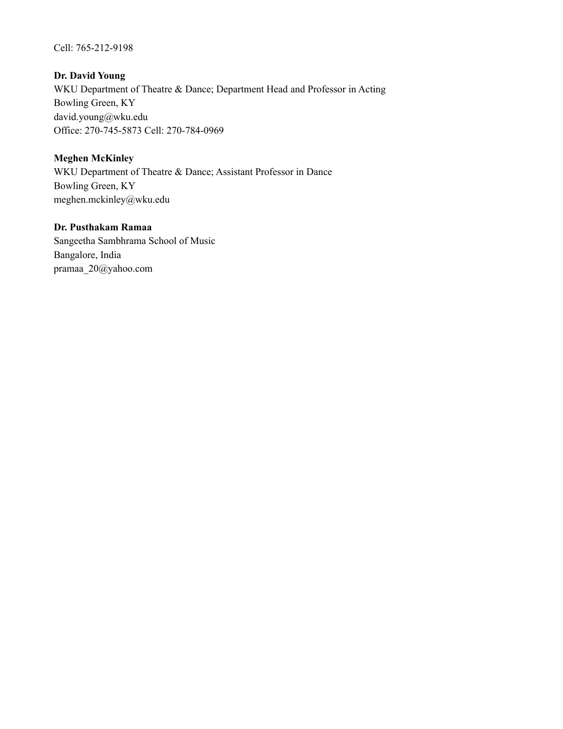Cell: 765-212-9198

**Dr. David Young**
WKU Department of Theatre & Dance; Department Head and Professor in Acting
Bowling Green, KY
david.young@wku.edu
Office: 270-745-5873 Cell: 270-784-0969

**Meghen McKinley**
WKU Department of Theatre & Dance; Assistant Professor in Dance
Bowling Green, KY
meghen.mckinley@wku.edu

**Dr. Pusthakam Ramaa**
Sangeetha Sambhrama School of Music
Bangalore, India
pramaa_20@yahoo.com